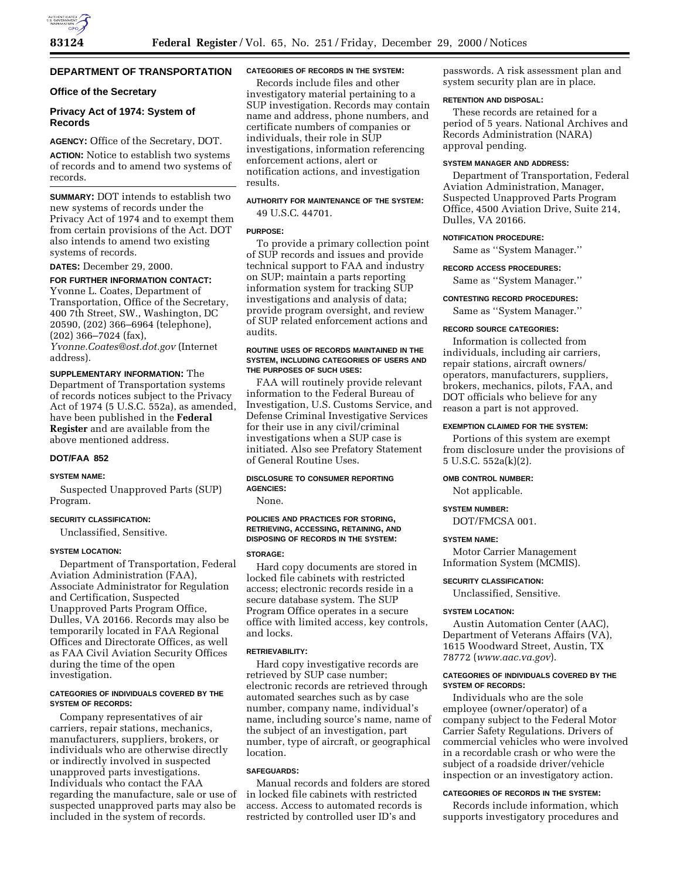## DEPARTMENT OF TRANSPORTATION

### Office of the Secretary

### Privacy Act of 1974: System of Records

**AGENCY:** Office of the Secretary, DOT.

**ACTION:** Notice to establish two systems of records and to amend two systems of records.

**SUMMARY:** DOT intends to establish two new systems of records under the Privacy Act of 1974 and to exempt them from certain provisions of the Act. DOT also intends to amend two existing systems of records.

**DATES:** December 29, 2000.

**FOR FURTHER INFORMATION CONTACT:** Yvonne L. Coates, Department of Transportation, Office of the Secretary, 400 7th Street, SW., Washington, DC 20590, (202) 366–6964 (telephone), (202) 366–7024 (fax), *Yvonne.Coates@ost.dot.gov* (Internet address).

**SUPPLEMENTARY INFORMATION:** The Department of Transportation systems of records notices subject to the Privacy Act of 1974 (5 U.S.C. 552a), as amended, have been published in the **Federal Register** and are available from the above mentioned address.

#### DOT/FAA 852

**SYSTEM NAME:**

Suspected Unapproved Parts (SUP) Program.

**SECURITY CLASSIFICATION:**

Unclassified, Sensitive.

**SYSTEM LOCATION:**

Department of Transportation, Federal Aviation Administration (FAA), Associate Administrator for Regulation and Certification, Suspected Unapproved Parts Program Office, Dulles, VA 20166. Records may also be temporarily located in FAA Regional Offices and Directorate Offices, as well as FAA Civil Aviation Security Offices during the time of the open investigation.

**CATEGORIES OF INDIVIDUALS COVERED BY THE SYSTEM OF RECORDS:**

Company representatives of air carriers, repair stations, mechanics, manufacturers, suppliers, brokers, or individuals who are otherwise directly or indirectly involved in suspected unapproved parts investigations. Individuals who contact the FAA regarding the manufacture, sale or use of suspected unapproved parts may also be included in the system of records.

**CATEGORIES OF RECORDS IN THE SYSTEM:**

Records include files and other investigatory material pertaining to a SUP investigation. Records may contain name and address, phone numbers, and certificate numbers of companies or individuals, their role in SUP investigations, information referencing enforcement actions, alert or notification actions, and investigation results.

**AUTHORITY FOR MAINTENANCE OF THE SYSTEM:**

49 U.S.C. 44701.

**PURPOSE:**

To provide a primary collection point of SUP records and issues and provide technical support to FAA and industry on SUP; maintain a parts reporting information system for tracking SUP investigations and analysis of data; provide program oversight, and review of SUP related enforcement actions and audits.

**ROUTINE USES OF RECORDS MAINTAINED IN THE SYSTEM, INCLUDING CATEGORIES OF USERS AND THE PURPOSES OF SUCH USES:**

FAA will routinely provide relevant information to the Federal Bureau of Investigation, U.S. Customs Service, and Defense Criminal Investigative Services for their use in any civil/criminal investigations when a SUP case is initiated. Also see Prefatory Statement of General Routine Uses.

**DISCLOSURE TO CONSUMER REPORTING AGENCIES:**

None.

**POLICIES AND PRACTICES FOR STORING, RETRIEVING, ACCESSING, RETAINING, AND DISPOSING OF RECORDS IN THE SYSTEM:**

**STORAGE:**

Hard copy documents are stored in locked file cabinets with restricted access; electronic records reside in a secure database system. The SUP Program Office operates in a secure office with limited access, key controls, and locks.

**RETRIEVABILITY:**

Hard copy investigative records are retrieved by SUP case number; electronic records are retrieved through automated searches such as by case number, company name, individual's name, including source's name, name of the subject of an investigation, part number, type of aircraft, or geographical location.

**SAFEGUARDS:**

Manual records and folders are stored in locked file cabinets with restricted access. Access to automated records is restricted by controlled user ID's and passwords. A risk assessment plan and system security plan are in place.

**RETENTION AND DISPOSAL:**

These records are retained for a period of 5 years. National Archives and Records Administration (NARA) approval pending.

**SYSTEM MANAGER AND ADDRESS:**

Department of Transportation, Federal Aviation Administration, Manager, Suspected Unapproved Parts Program Office, 4500 Aviation Drive, Suite 214, Dulles, VA 20166.

**NOTIFICATION PROCEDURE:**

Same as "System Manager."

**RECORD ACCESS PROCEDURES:**

Same as "System Manager."

**CONTESTING RECORD PROCEDURES:**

Same as "System Manager."

**RECORD SOURCE CATEGORIES:**

Information is collected from individuals, including air carriers, repair stations, aircraft owners/operators, manufacturers, suppliers, brokers, mechanics, pilots, FAA, and DOT officials who believe for any reason a part is not approved.

**EXEMPTION CLAIMED FOR THE SYSTEM:**

Portions of this system are exempt from disclosure under the provisions of 5 U.S.C. 552a(k)(2).

**OMB CONTROL NUMBER:**

Not applicable.

**SYSTEM NUMBER:**

DOT/FMCSA 001.

**SYSTEM NAME:**

Motor Carrier Management Information System (MCMIS).

**SECURITY CLASSIFICATION:**

Unclassified, Sensitive.

**SYSTEM LOCATION:**

Austin Automation Center (AAC), Department of Veterans Affairs (VA), 1615 Woodward Street, Austin, TX 78772 (*www.aac.va.gov*).

**CATEGORIES OF INDIVIDUALS COVERED BY THE SYSTEM OF RECORDS:**

Individuals who are the sole employee (owner/operator) of a company subject to the Federal Motor Carrier Safety Regulations. Drivers of commercial vehicles who were involved in a recordable crash or who were the subject of a roadside driver/vehicle inspection or an investigatory action.

**CATEGORIES OF RECORDS IN THE SYSTEM:**

Records include information, which supports investigatory procedures and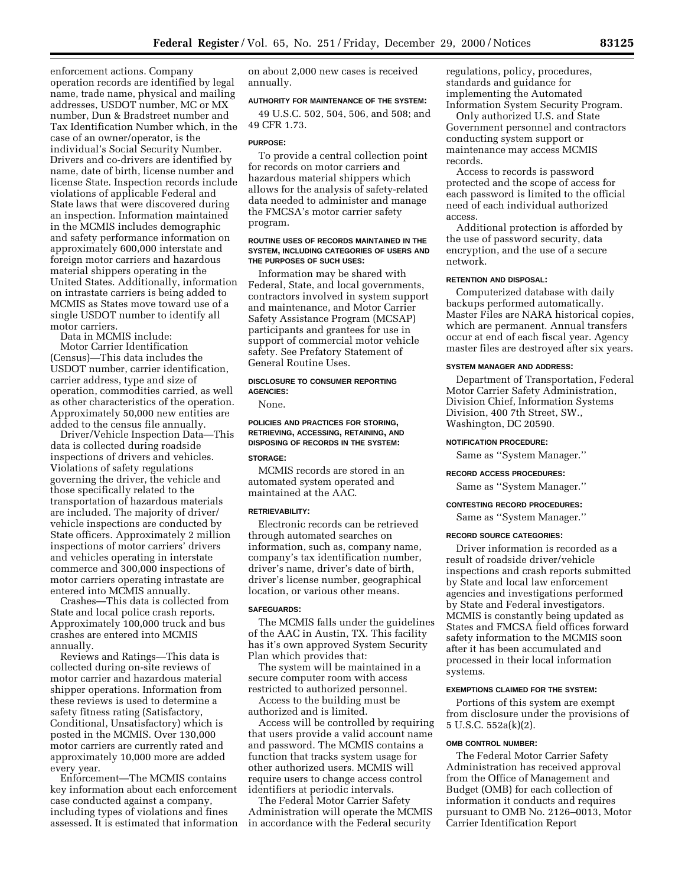enforcement actions. Company operation records are identified by legal name, trade name, physical and mailing addresses, USDOT number, MC or MX number, Dun & Bradstreet number and Tax Identification Number which, in the case of an owner/operator, is the individual's Social Security Number. Drivers and co-drivers are identified by name, date of birth, license number and license State. Inspection records include violations of applicable Federal and State laws that were discovered during an inspection. Information maintained in the MCMIS includes demographic and safety performance information on approximately 600,000 interstate and foreign motor carriers and hazardous material shippers operating in the United States. Additionally, information on intrastate carriers is being added to MCMIS as States move toward use of a single USDOT number to identify all motor carriers.

Data in MCMIS include:

Motor Carrier Identification (Census)—This data includes the USDOT number, carrier identification, carrier address, type and size of operation, commodities carried, as well as other characteristics of the operation. Approximately 50,000 new entities are added to the census file annually.

Driver/Vehicle Inspection Data—This data is collected during roadside inspections of drivers and vehicles. Violations of safety regulations governing the driver, the vehicle and those specifically related to the transportation of hazardous materials are included. The majority of driver/vehicle inspections are conducted by State officers. Approximately 2 million inspections of motor carriers' drivers and vehicles operating in interstate commerce and 300,000 inspections of motor carriers operating intrastate are entered into MCMIS annually.

Crashes—This data is collected from State and local police crash reports. Approximately 100,000 truck and bus crashes are entered into MCMIS annually.

Reviews and Ratings—This data is collected during on-site reviews of motor carrier and hazardous material shipper operations. Information from these reviews is used to determine a safety fitness rating (Satisfactory, Conditional, Unsatisfactory) which is posted in the MCMIS. Over 130,000 motor carriers are currently rated and approximately 10,000 more are added every year.

Enforcement—The MCMIS contains key information about each enforcement case conducted against a company, including types of violations and fines assessed. It is estimated that information on about 2,000 new cases is received annually.

#### AUTHORITY FOR MAINTENANCE OF THE SYSTEM:

49 U.S.C. 502, 504, 506, and 508; and 49 CFR 1.73.

#### PURPOSE:

To provide a central collection point for records on motor carriers and hazardous material shippers which allows for the analysis of safety-related data needed to administer and manage the FMCSA's motor carrier safety program.

#### ROUTINE USES OF RECORDS MAINTAINED IN THE SYSTEM, INCLUDING CATEGORIES OF USERS AND THE PURPOSES OF SUCH USES:

Information may be shared with Federal, State, and local governments, contractors involved in system support and maintenance, and Motor Carrier Safety Assistance Program (MCSAP) participants and grantees for use in support of commercial motor vehicle safety. See Prefatory Statement of General Routine Uses.

#### DISCLOSURE TO CONSUMER REPORTING AGENCIES:

None.

#### POLICIES AND PRACTICES FOR STORING, RETRIEVING, ACCESSING, RETAINING, AND DISPOSING OF RECORDS IN THE SYSTEM:

#### STORAGE:

MCMIS records are stored in an automated system operated and maintained at the AAC.

#### RETRIEVABILITY:

Electronic records can be retrieved through automated searches on information, such as, company name, company's tax identification number, driver's name, driver's date of birth, driver's license number, geographical location, or various other means.

#### SAFEGUARDS:

The MCMIS falls under the guidelines of the AAC in Austin, TX. This facility has it's own approved System Security Plan which provides that:

The system will be maintained in a secure computer room with access restricted to authorized personnel.

Access to the building must be authorized and is limited.

Access will be controlled by requiring that users provide a valid account name and password. The MCMIS contains a function that tracks system usage for other authorized users. MCMIS will require users to change access control identifiers at periodic intervals.

The Federal Motor Carrier Safety Administration will operate the MCMIS in accordance with the Federal security regulations, policy, procedures, standards and guidance for implementing the Automated Information System Security Program.

Only authorized U.S. and State Government personnel and contractors conducting system support or maintenance may access MCMIS records.

Access to records is password protected and the scope of access for each password is limited to the official need of each individual authorized access.

Additional protection is afforded by the use of password security, data encryption, and the use of a secure network.

#### RETENTION AND DISPOSAL:

Computerized database with daily backups performed automatically. Master Files are NARA historical copies, which are permanent. Annual transfers occur at end of each fiscal year. Agency master files are destroyed after six years.

#### SYSTEM MANAGER AND ADDRESS:

Department of Transportation, Federal Motor Carrier Safety Administration, Division Chief, Information Systems Division, 400 7th Street, SW., Washington, DC 20590.

#### NOTIFICATION PROCEDURE:

Same as ''System Manager.''

#### RECORD ACCESS PROCEDURES:

Same as ''System Manager.''

#### CONTESTING RECORD PROCEDURES:

Same as ''System Manager.''

#### RECORD SOURCE CATEGORIES:

Driver information is recorded as a result of roadside driver/vehicle inspections and crash reports submitted by State and local law enforcement agencies and investigations performed by State and Federal investigators. MCMIS is constantly being updated as States and FMCSA field offices forward safety information to the MCMIS soon after it has been accumulated and processed in their local information systems.

#### EXEMPTIONS CLAIMED FOR THE SYSTEM:

Portions of this system are exempt from disclosure under the provisions of 5 U.S.C. 552a(k)(2).

#### OMB CONTROL NUMBER:

The Federal Motor Carrier Safety Administration has received approval from the Office of Management and Budget (OMB) for each collection of information it conducts and requires pursuant to OMB No. 2126–0013, Motor Carrier Identification Report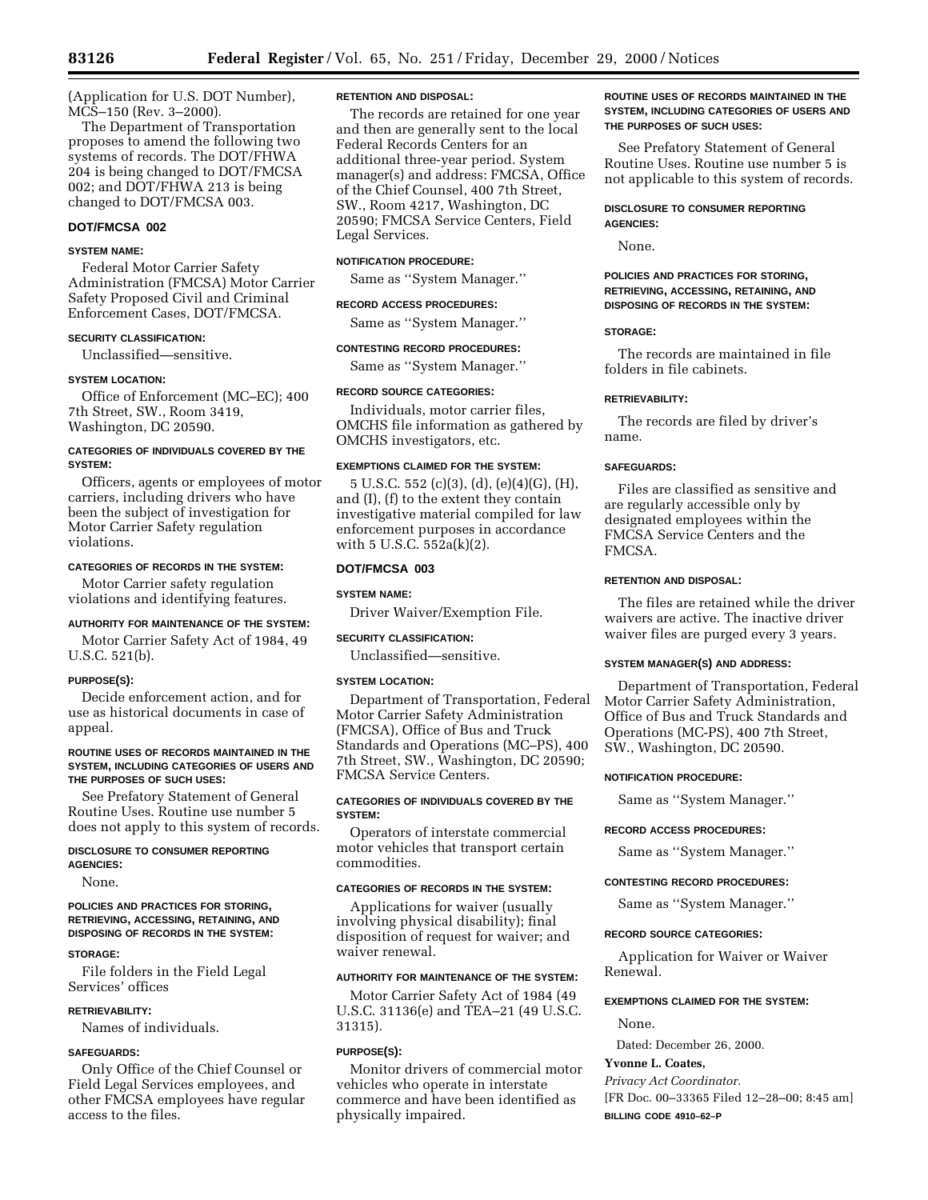(Application for U.S. DOT Number), MCS–150 (Rev. 3–2000).

The Department of Transportation proposes to amend the following two systems of records. The DOT/FHWA 204 is being changed to DOT/FMCSA 002; and DOT/FHWA 213 is being changed to DOT/FMCSA 003.

## DOT/FMCSA 002

**SYSTEM NAME:**

Federal Motor Carrier Safety Administration (FMCSA) Motor Carrier Safety Proposed Civil and Criminal Enforcement Cases, DOT/FMCSA.

**SECURITY CLASSIFICATION:**

Unclassified—sensitive.

**SYSTEM LOCATION:**

Office of Enforcement (MC–EC); 400 7th Street, SW., Room 3419, Washington, DC 20590.

**CATEGORIES OF INDIVIDUALS COVERED BY THE SYSTEM:**

Officers, agents or employees of motor carriers, including drivers who have been the subject of investigation for Motor Carrier Safety regulation violations.

**CATEGORIES OF RECORDS IN THE SYSTEM:**

Motor Carrier safety regulation violations and identifying features.

**AUTHORITY FOR MAINTENANCE OF THE SYSTEM:**

Motor Carrier Safety Act of 1984, 49 U.S.C. 521(b).

**PURPOSE(S):**

Decide enforcement action, and for use as historical documents in case of appeal.

**ROUTINE USES OF RECORDS MAINTAINED IN THE SYSTEM, INCLUDING CATEGORIES OF USERS AND THE PURPOSES OF SUCH USES:**

See Prefatory Statement of General Routine Uses. Routine use number 5 does not apply to this system of records.

**DISCLOSURE TO CONSUMER REPORTING AGENCIES:**

None.

**POLICIES AND PRACTICES FOR STORING, RETRIEVING, ACCESSING, RETAINING, AND DISPOSING OF RECORDS IN THE SYSTEM:**

**STORAGE:**

File folders in the Field Legal Services' offices

**RETRIEVABILITY:**

Names of individuals.

**SAFEGUARDS:**

Only Office of the Chief Counsel or Field Legal Services employees, and other FMCSA employees have regular access to the files.

**RETENTION AND DISPOSAL:**

The records are retained for one year and then are generally sent to the local Federal Records Centers for an additional three-year period. System manager(s) and address: FMCSA, Office of the Chief Counsel, 400 7th Street, SW., Room 4217, Washington, DC 20590; FMCSA Service Centers, Field Legal Services.

**NOTIFICATION PROCEDURE:**

Same as ''System Manager.''

**RECORD ACCESS PROCEDURES:**

Same as ''System Manager.''

**CONTESTING RECORD PROCEDURES:**

Same as ''System Manager.''

**RECORD SOURCE CATEGORIES:**

Individuals, motor carrier files, OMCHS file information as gathered by OMCHS investigators, etc.

**EXEMPTIONS CLAIMED FOR THE SYSTEM:**

5 U.S.C. 552 (c)(3), (d), (e)(4)(G), (H), and (I), (f) to the extent they contain investigative material compiled for law enforcement purposes in accordance with 5 U.S.C. 552a(k)(2).

## DOT/FMCSA 003

**SYSTEM NAME:**

Driver Waiver/Exemption File.

**SECURITY CLASSIFICATION:**

Unclassified—sensitive.

**SYSTEM LOCATION:**

Department of Transportation, Federal Motor Carrier Safety Administration (FMCSA), Office of Bus and Truck Standards and Operations (MC–PS), 400 7th Street, SW., Washington, DC 20590; FMCSA Service Centers.

**CATEGORIES OF INDIVIDUALS COVERED BY THE SYSTEM:**

Operators of interstate commercial motor vehicles that transport certain commodities.

**CATEGORIES OF RECORDS IN THE SYSTEM:**

Applications for waiver (usually involving physical disability); final disposition of request for waiver; and waiver renewal.

**AUTHORITY FOR MAINTENANCE OF THE SYSTEM:**

Motor Carrier Safety Act of 1984 (49 U.S.C. 31136(e) and TEA–21 (49 U.S.C. 31315).

**PURPOSE(S):**

Monitor drivers of commercial motor vehicles who operate in interstate commerce and have been identified as physically impaired.

**ROUTINE USES OF RECORDS MAINTAINED IN THE SYSTEM, INCLUDING CATEGORIES OF USERS AND THE PURPOSES OF SUCH USES:**

See Prefatory Statement of General Routine Uses. Routine use number 5 is not applicable to this system of records.

**DISCLOSURE TO CONSUMER REPORTING AGENCIES:**

None.

**POLICIES AND PRACTICES FOR STORING, RETRIEVING, ACCESSING, RETAINING, AND DISPOSING OF RECORDS IN THE SYSTEM:**

**STORAGE:**

The records are maintained in file folders in file cabinets.

**RETRIEVABILITY:**

The records are filed by driver's name.

**SAFEGUARDS:**

Files are classified as sensitive and are regularly accessible only by designated employees within the FMCSA Service Centers and the FMCSA.

**RETENTION AND DISPOSAL:**

The files are retained while the driver waivers are active. The inactive driver waiver files are purged every 3 years.

**SYSTEM MANAGER(S) AND ADDRESS:**

Department of Transportation, Federal Motor Carrier Safety Administration, Office of Bus and Truck Standards and Operations (MC-PS), 400 7th Street, SW., Washington, DC 20590.

**NOTIFICATION PROCEDURE:**

Same as ''System Manager.''

**RECORD ACCESS PROCEDURES:**

Same as ''System Manager.''

**CONTESTING RECORD PROCEDURES:**

Same as ''System Manager.''

**RECORD SOURCE CATEGORIES:**

Application for Waiver or Waiver Renewal.

**EXEMPTIONS CLAIMED FOR THE SYSTEM:**

None.

Dated: December 26, 2000.

**Yvonne L. Coates,**

*Privacy Act Coordinator.*

[FR Doc. 00–33365 Filed 12–28–00; 8:45 am]

**BILLING CODE 4910–62–P**